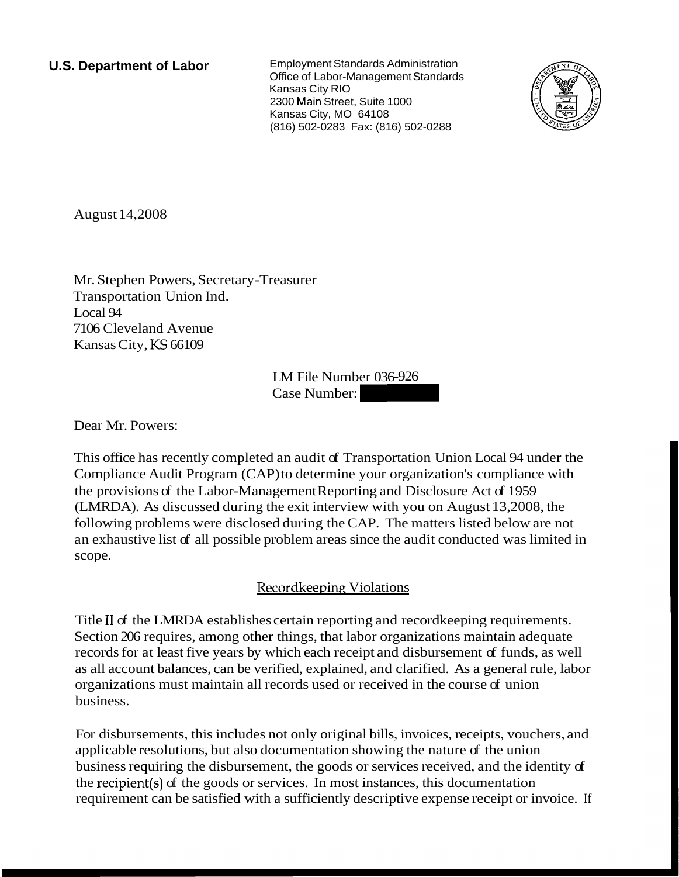**U.S. Department of Labor**

Employment Standards Administration
Office of Labor-Management Standards
Kansas City RIO
2300 Main Street, Suite 1000
Kansas City, MO 64108
(816) 502-0283 Fax: (816) 502-0288

August 14,2008

Mr. Stephen Powers, Secretary-Treasurer
Transportation Union Ind.
Local 94
7106 Cleveland Avenue
Kansas City, KS 66109

LM File Number 036-926
Case Number:

Dear Mr. Powers:

This office has recently completed an audit of Transportation Union Local 94 under the Compliance Audit Program (CAP) to determine your organization's compliance with the provisions of the Labor-Management Reporting and Disclosure Act of 1959 (LMRDA). As discussed during the exit interview with you on August 13,2008, the following problems were disclosed during the CAP. The matters listed below are not an exhaustive list of all possible problem areas since the audit conducted was limited in scope.

## Recordkeeping Violations

Title II of the LMRDA establishes certain reporting and recordkeeping requirements. Section 206 requires, among other things, that labor organizations maintain adequate records for at least five years by which each receipt and disbursement of funds, as well as all account balances, can be verified, explained, and clarified. As a general rule, labor organizations must maintain all records used or received in the course of union business.

For disbursements, this includes not only original bills, invoices, receipts, vouchers, and applicable resolutions, but also documentation showing the nature of the union business requiring the disbursement, the goods or services received, and the identity of the recipient(s) of the goods or services. In most instances, this documentation requirement can be satisfied with a sufficiently descriptive expense receipt or invoice. If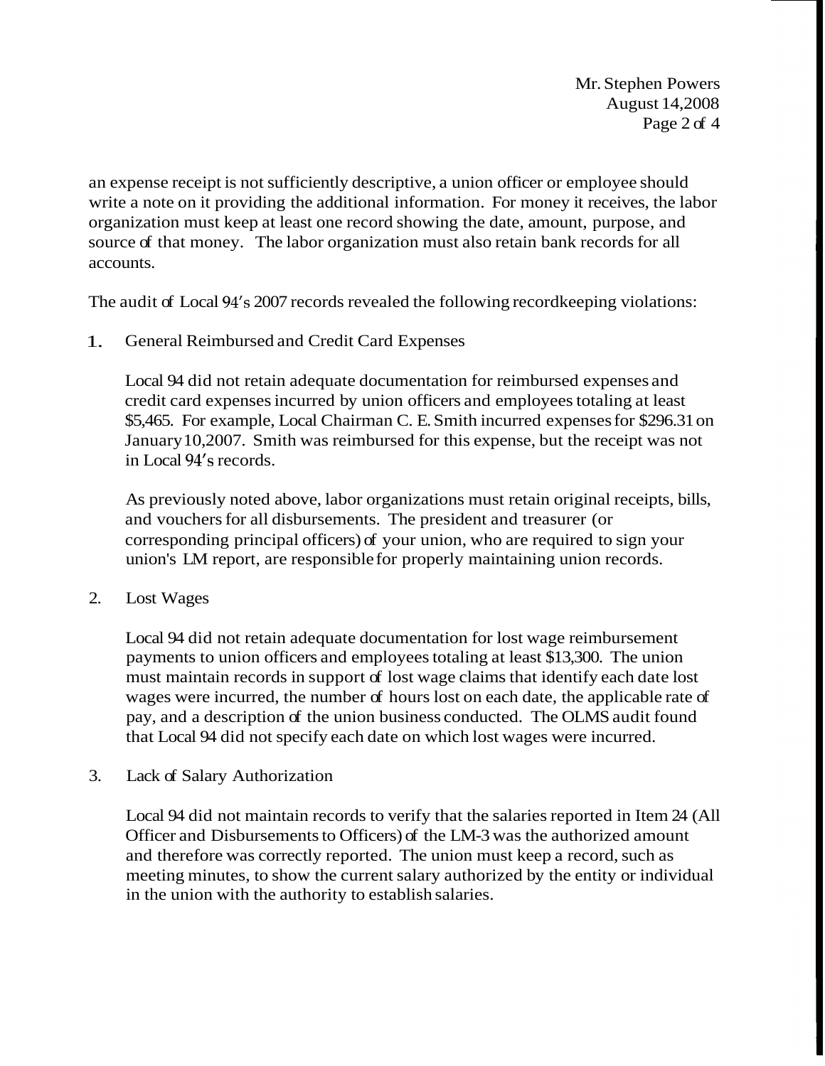an expense receipt is not sufficiently descriptive, a union officer or employee should write a note on it providing the additional information. For money it receives, the labor organization must keep at least one record showing the date, amount, purpose, and source of that money. The labor organization must also retain bank records for all accounts.

The audit of Local 94's 2007 records revealed the following recordkeeping violations:

1. General Reimbursed and Credit Card Expenses

   Local 94 did not retain adequate documentation for reimbursed expenses and credit card expenses incurred by union officers and employees totaling at least $5,465. For example, Local Chairman C. E. Smith incurred expenses for $296.31 on January 10, 2007. Smith was reimbursed for this expense, but the receipt was not in Local 94's records.

   As previously noted above, labor organizations must retain original receipts, bills, and vouchers for all disbursements. The president and treasurer (or corresponding principal officers) of your union, who are required to sign your union's LM report, are responsible for properly maintaining union records.

2. Lost Wages

   Local 94 did not retain adequate documentation for lost wage reimbursement payments to union officers and employees totaling at least $13,300. The union must maintain records in support of lost wage claims that identify each date lost wages were incurred, the number of hours lost on each date, the applicable rate of pay, and a description of the union business conducted. The OLMS audit found that Local 94 did not specify each date on which lost wages were incurred.

3. Lack of Salary Authorization

   Local 94 did not maintain records to verify that the salaries reported in Item 24 (All Officer and Disbursements to Officers) of the LM-3 was the authorized amount and therefore was correctly reported. The union must keep a record, such as meeting minutes, to show the current salary authorized by the entity or individual in the union with the authority to establish salaries.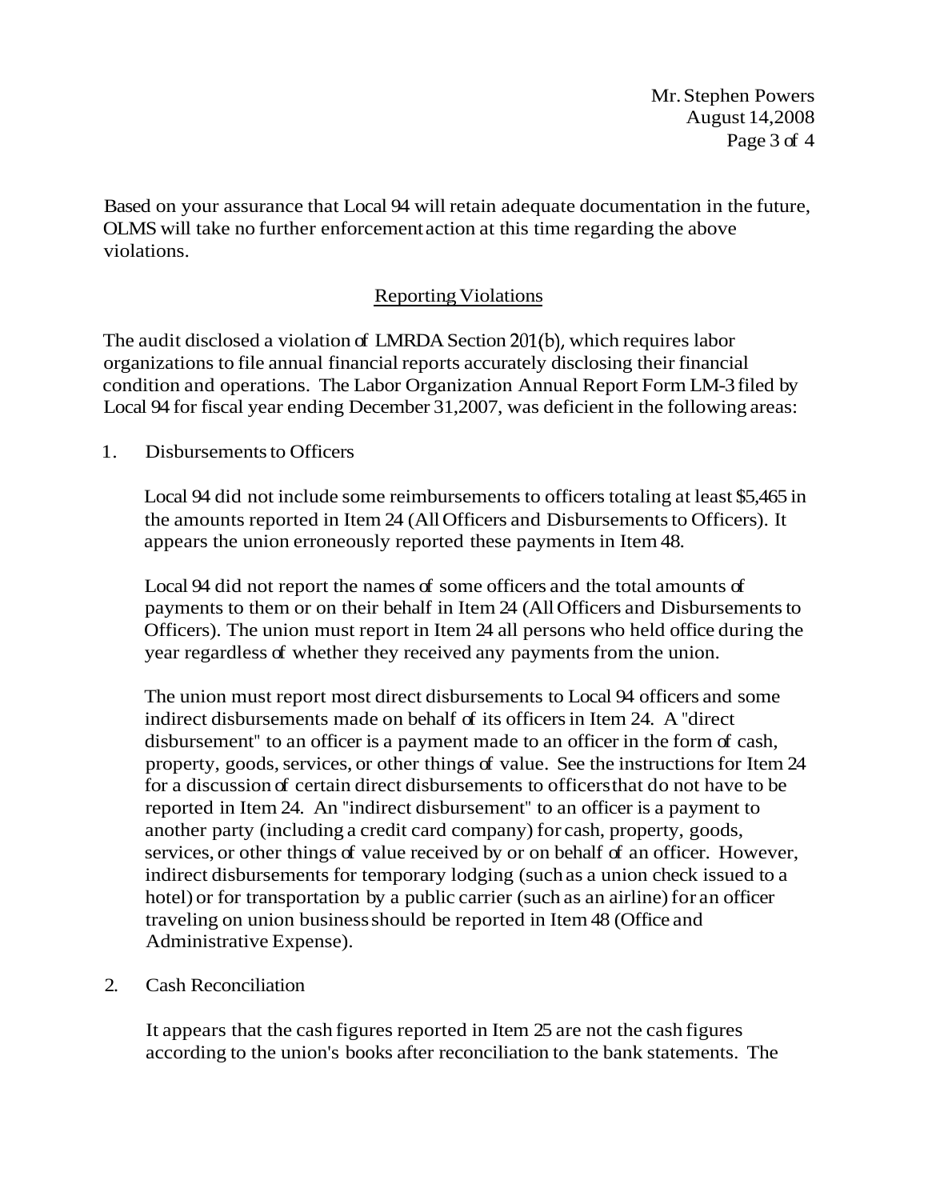Based on your assurance that Local 94 will retain adequate documentation in the future, OLMS will take no further enforcement action at this time regarding the above violations.

## Reporting Violations

The audit disclosed a violation of LMRDA Section 201(b), which requires labor organizations to file annual financial reports accurately disclosing their financial condition and operations. The Labor Organization Annual Report Form LM-3 filed by Local 94 for fiscal year ending December 31,2007, was deficient in the following areas:

1. Disbursements to Officers

   Local 94 did not include some reimbursements to officers totaling at least $5,465 in the amounts reported in Item 24 (All Officers and Disbursements to Officers). It appears the union erroneously reported these payments in Item 48.

   Local 94 did not report the names of some officers and the total amounts of payments to them or on their behalf in Item 24 (All Officers and Disbursements to Officers). The union must report in Item 24 all persons who held office during the year regardless of whether they received any payments from the union.

   The union must report most direct disbursements to Local 94 officers and some indirect disbursements made on behalf of its officers in Item 24. A "direct disbursement" to an officer is a payment made to an officer in the form of cash, property, goods, services, or other things of value. See the instructions for Item 24 for a discussion of certain direct disbursements to officers that do not have to be reported in Item 24. An "indirect disbursement" to an officer is a payment to another party (including a credit card company) for cash, property, goods, services, or other things of value received by or on behalf of an officer. However, indirect disbursements for temporary lodging (such as a union check issued to a hotel) or for transportation by a public carrier (such as an airline) for an officer traveling on union business should be reported in Item 48 (Office and Administrative Expense).

2. Cash Reconciliation

   It appears that the cash figures reported in Item 25 are not the cash figures according to the union's books after reconciliation to the bank statements. The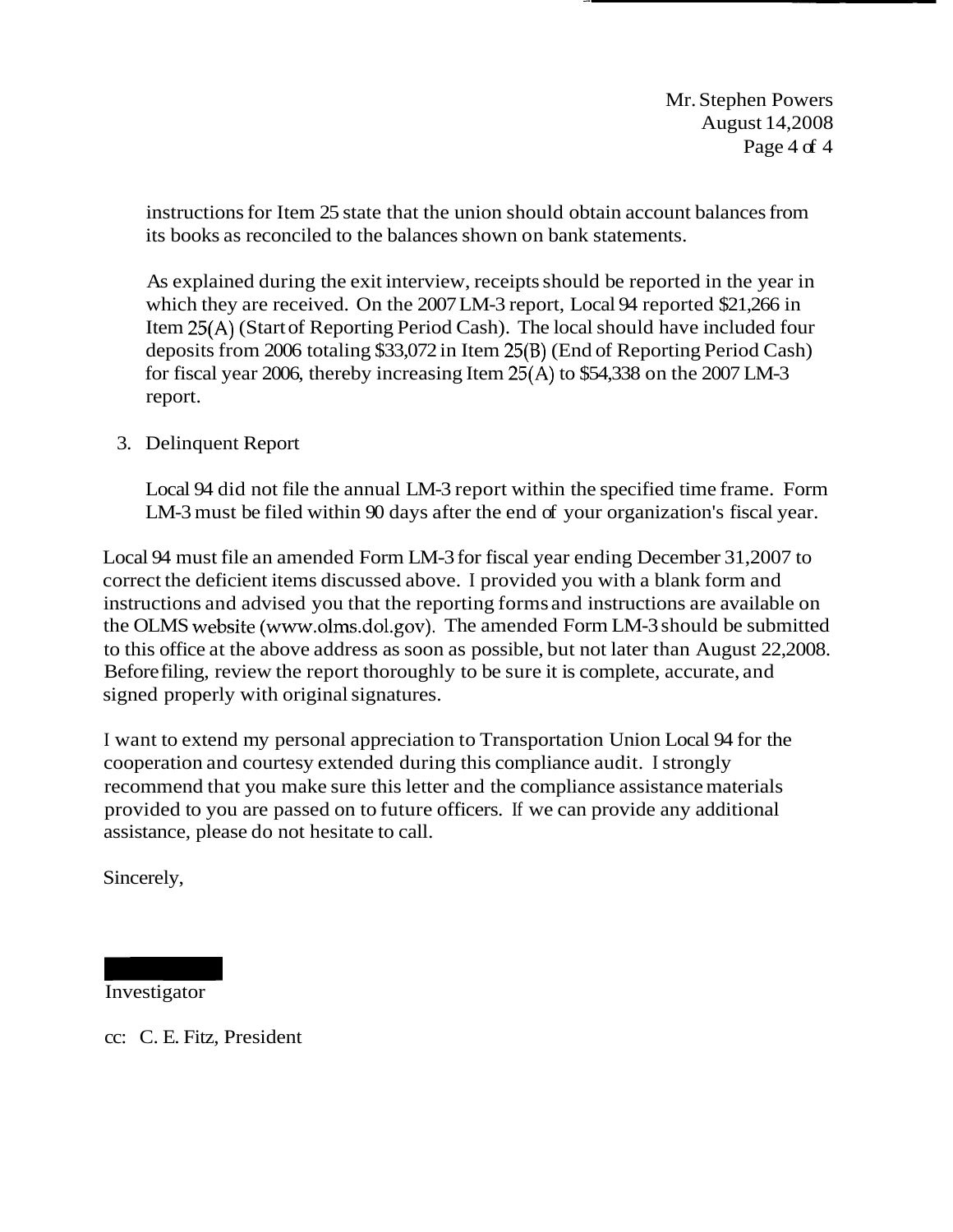instructions for Item 25 state that the union should obtain account balances from its books as reconciled to the balances shown on bank statements.

As explained during the exit interview, receipts should be reported in the year in which they are received. On the 2007 LM-3 report, Local 94 reported $21,266 in Item 25(A) (Start of Reporting Period Cash). The local should have included four deposits from 2006 totaling $33,072 in Item 25(B) (End of Reporting Period Cash) for fiscal year 2006, thereby increasing Item 25(A) to $54,338 on the 2007 LM-3 report.

3. Delinquent Report

   Local 94 did not file the annual LM-3 report within the specified time frame. Form LM-3 must be filed within 90 days after the end of your organization's fiscal year.

Local 94 must file an amended Form LM-3 for fiscal year ending December 31,2007 to correct the deficient items discussed above. I provided you with a blank form and instructions and advised you that the reporting forms and instructions are available on the OLMS website (www.olms.dol.gov). The amended Form LM-3 should be submitted to this office at the above address as soon as possible, but not later than August 22,2008. Before filing, review the report thoroughly to be sure it is complete, accurate, and signed properly with original signatures.

I want to extend my personal appreciation to Transportation Union Local 94 for the cooperation and courtesy extended during this compliance audit. I strongly recommend that you make sure this letter and the compliance assistance materials provided to you are passed on to future officers. If we can provide any additional assistance, please do not hesitate to call.

Sincerely,

Investigator

cc: C. E. Fitz, President